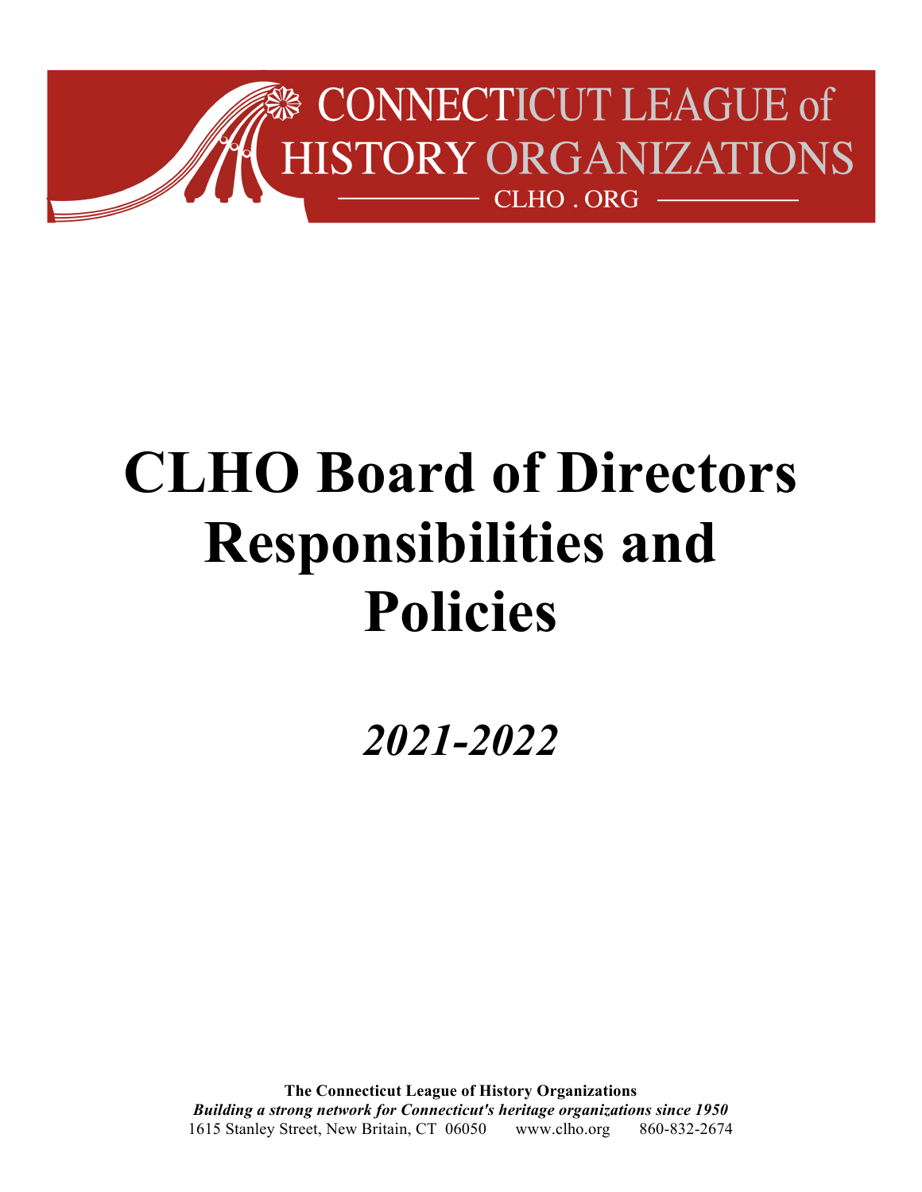CONNECTICUT LEAGUE of HISTORY ORGANIZATIONS

CLHO . ORG

# CLHO Board of Directors Responsibilities and Policies

## *2021-2022*

**The Connecticut League of History Organizations**
***Building a strong network for Connecticut's heritage organizations since 1950***
1615 Stanley Street, New Britain, CT 06050 www.clho.org 860-832-2674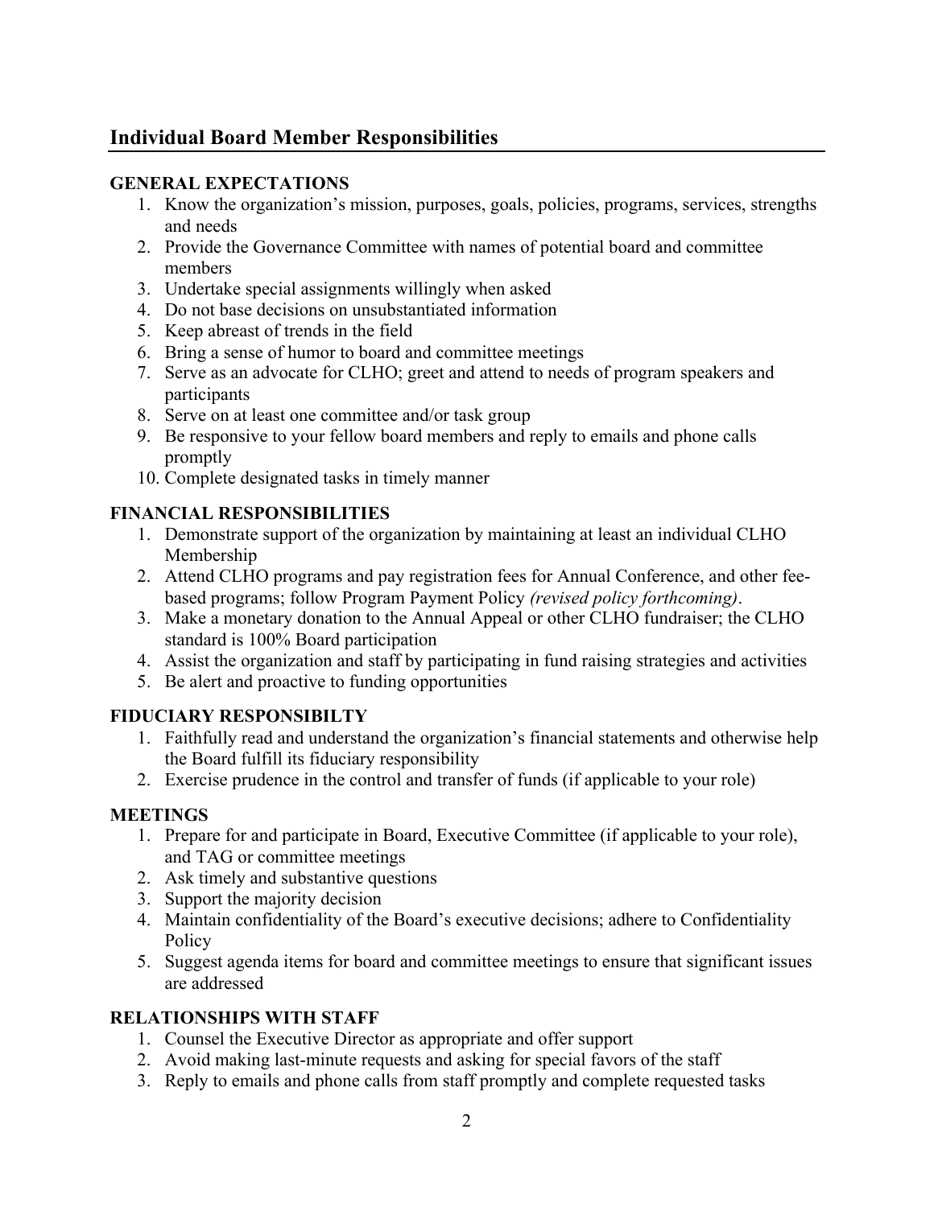## Individual Board Member Responsibilities

**GENERAL EXPECTATIONS**

1. Know the organization's mission, purposes, goals, policies, programs, services, strengths and needs
2. Provide the Governance Committee with names of potential board and committee members
3. Undertake special assignments willingly when asked
4. Do not base decisions on unsubstantiated information
5. Keep abreast of trends in the field
6. Bring a sense of humor to board and committee meetings
7. Serve as an advocate for CLHO; greet and attend to needs of program speakers and participants
8. Serve on at least one committee and/or task group
9. Be responsive to your fellow board members and reply to emails and phone calls promptly
10. Complete designated tasks in timely manner

**FINANCIAL RESPONSIBILITIES**

1. Demonstrate support of the organization by maintaining at least an individual CLHO Membership
2. Attend CLHO programs and pay registration fees for Annual Conference, and other fee-based programs; follow Program Payment Policy *(revised policy forthcoming)*.
3. Make a monetary donation to the Annual Appeal or other CLHO fundraiser; the CLHO standard is 100% Board participation
4. Assist the organization and staff by participating in fund raising strategies and activities
5. Be alert and proactive to funding opportunities

**FIDUCIARY RESPONSIBILTY**

1. Faithfully read and understand the organization's financial statements and otherwise help the Board fulfill its fiduciary responsibility
2. Exercise prudence in the control and transfer of funds (if applicable to your role)

**MEETINGS**

1. Prepare for and participate in Board, Executive Committee (if applicable to your role), and TAG or committee meetings
2. Ask timely and substantive questions
3. Support the majority decision
4. Maintain confidentiality of the Board's executive decisions; adhere to Confidentiality Policy
5. Suggest agenda items for board and committee meetings to ensure that significant issues are addressed

**RELATIONSHIPS WITH STAFF**

1. Counsel the Executive Director as appropriate and offer support
2. Avoid making last-minute requests and asking for special favors of the staff
3. Reply to emails and phone calls from staff promptly and complete requested tasks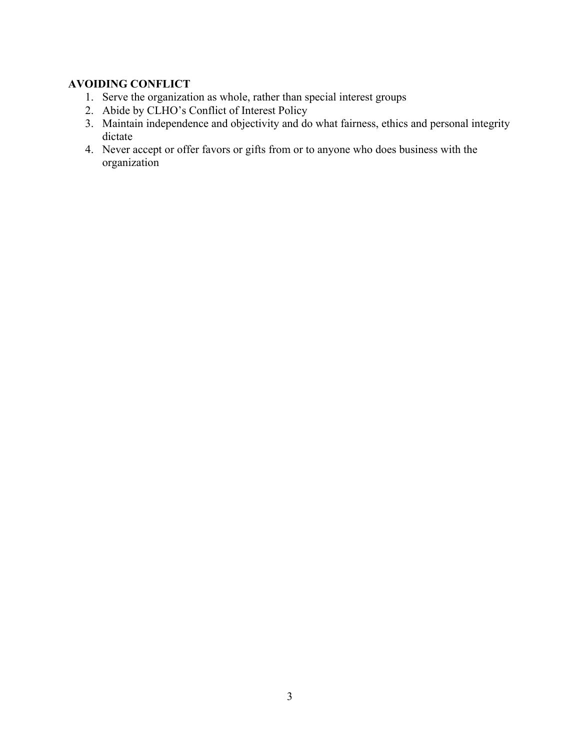**AVOIDING CONFLICT**

1. Serve the organization as whole, rather than special interest groups
2. Abide by CLHO's Conflict of Interest Policy
3. Maintain independence and objectivity and do what fairness, ethics and personal integrity dictate
4. Never accept or offer favors or gifts from or to anyone who does business with the organization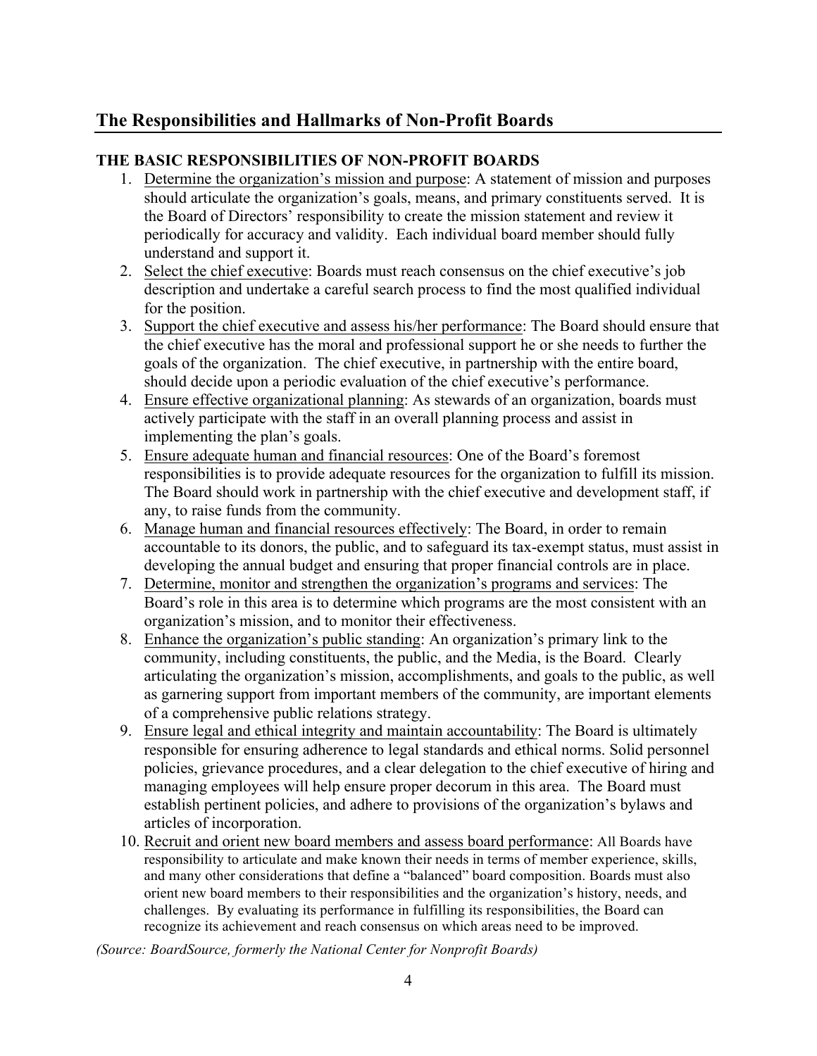## The Responsibilities and Hallmarks of Non-Profit Boards

### THE BASIC RESPONSIBILITIES OF NON-PROFIT BOARDS

1. Determine the organization's mission and purpose: A statement of mission and purposes should articulate the organization's goals, means, and primary constituents served. It is the Board of Directors' responsibility to create the mission statement and review it periodically for accuracy and validity. Each individual board member should fully understand and support it.
2. Select the chief executive: Boards must reach consensus on the chief executive's job description and undertake a careful search process to find the most qualified individual for the position.
3. Support the chief executive and assess his/her performance: The Board should ensure that the chief executive has the moral and professional support he or she needs to further the goals of the organization. The chief executive, in partnership with the entire board, should decide upon a periodic evaluation of the chief executive's performance.
4. Ensure effective organizational planning: As stewards of an organization, boards must actively participate with the staff in an overall planning process and assist in implementing the plan's goals.
5. Ensure adequate human and financial resources: One of the Board's foremost responsibilities is to provide adequate resources for the organization to fulfill its mission. The Board should work in partnership with the chief executive and development staff, if any, to raise funds from the community.
6. Manage human and financial resources effectively: The Board, in order to remain accountable to its donors, the public, and to safeguard its tax-exempt status, must assist in developing the annual budget and ensuring that proper financial controls are in place.
7. Determine, monitor and strengthen the organization's programs and services: The Board's role in this area is to determine which programs are the most consistent with an organization's mission, and to monitor their effectiveness.
8. Enhance the organization's public standing: An organization's primary link to the community, including constituents, the public, and the Media, is the Board. Clearly articulating the organization's mission, accomplishments, and goals to the public, as well as garnering support from important members of the community, are important elements of a comprehensive public relations strategy.
9. Ensure legal and ethical integrity and maintain accountability: The Board is ultimately responsible for ensuring adherence to legal standards and ethical norms. Solid personnel policies, grievance procedures, and a clear delegation to the chief executive of hiring and managing employees will help ensure proper decorum in this area. The Board must establish pertinent policies, and adhere to provisions of the organization's bylaws and articles of incorporation.
10. Recruit and orient new board members and assess board performance: All Boards have responsibility to articulate and make known their needs in terms of member experience, skills, and many other considerations that define a "balanced" board composition. Boards must also orient new board members to their responsibilities and the organization's history, needs, and challenges. By evaluating its performance in fulfilling its responsibilities, the Board can recognize its achievement and reach consensus on which areas need to be improved.

*(Source: BoardSource, formerly the National Center for Nonprofit Boards)*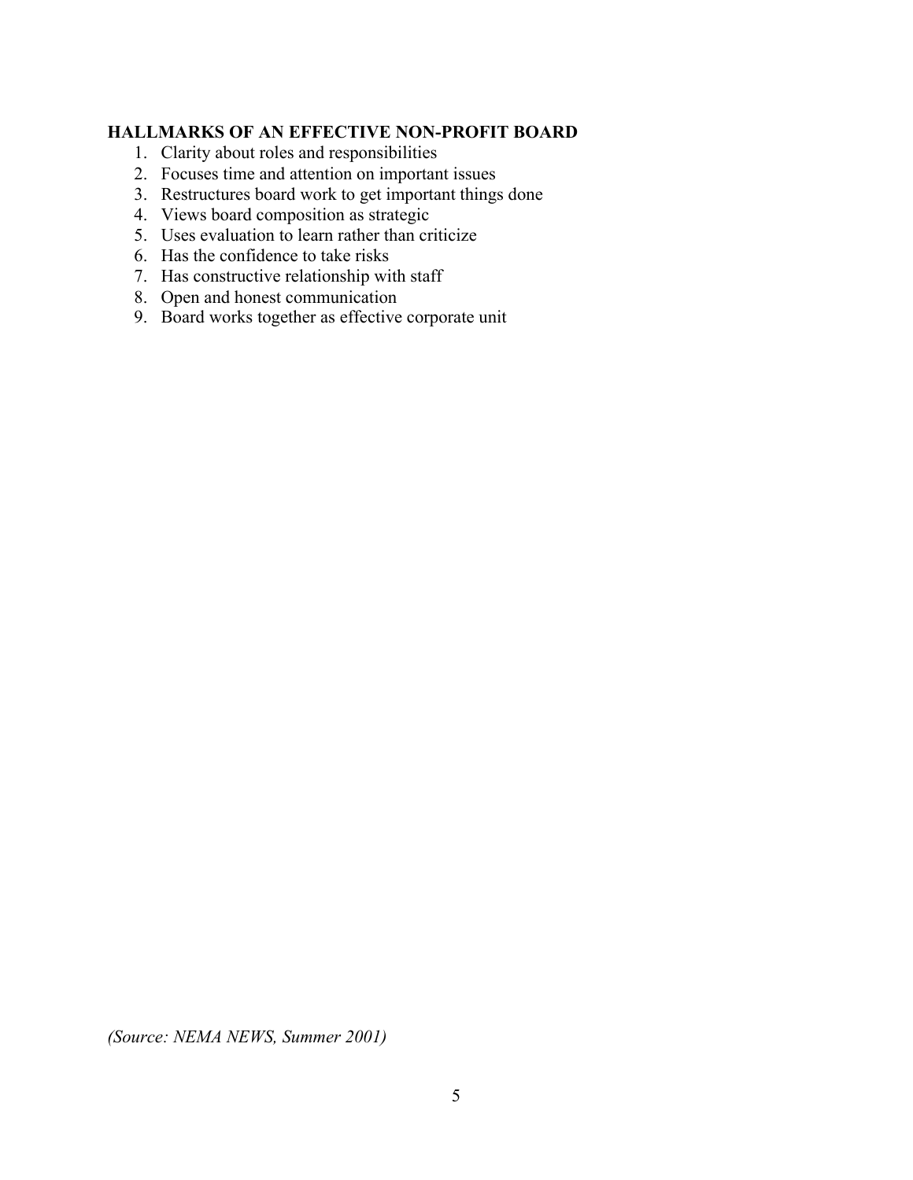**HALLMARKS OF AN EFFECTIVE NON-PROFIT BOARD**

1. Clarity about roles and responsibilities
2. Focuses time and attention on important issues
3. Restructures board work to get important things done
4. Views board composition as strategic
5. Uses evaluation to learn rather than criticize
6. Has the confidence to take risks
7. Has constructive relationship with staff
8. Open and honest communication
9. Board works together as effective corporate unit

*(Source: NEMA NEWS, Summer 2001)*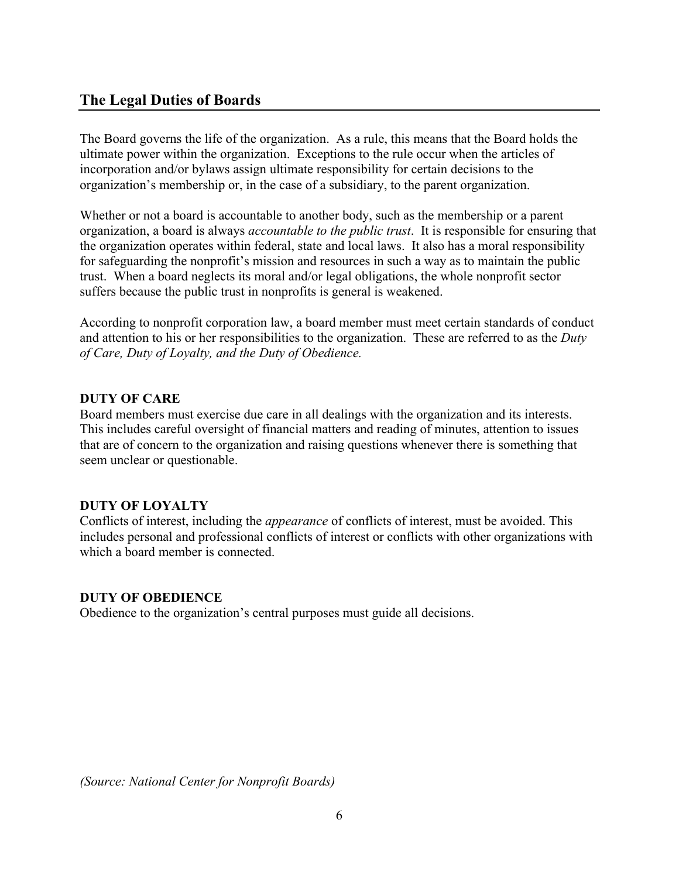## The Legal Duties of Boards

The Board governs the life of the organization. As a rule, this means that the Board holds the ultimate power within the organization. Exceptions to the rule occur when the articles of incorporation and/or bylaws assign ultimate responsibility for certain decisions to the organization's membership or, in the case of a subsidiary, to the parent organization.

Whether or not a board is accountable to another body, such as the membership or a parent organization, a board is always *accountable to the public trust*. It is responsible for ensuring that the organization operates within federal, state and local laws. It also has a moral responsibility for safeguarding the nonprofit's mission and resources in such a way as to maintain the public trust. When a board neglects its moral and/or legal obligations, the whole nonprofit sector suffers because the public trust in nonprofits is general is weakened.

According to nonprofit corporation law, a board member must meet certain standards of conduct and attention to his or her responsibilities to the organization. These are referred to as the *Duty of Care, Duty of Loyalty, and the Duty of Obedience.*

**DUTY OF CARE**
Board members must exercise due care in all dealings with the organization and its interests. This includes careful oversight of financial matters and reading of minutes, attention to issues that are of concern to the organization and raising questions whenever there is something that seem unclear or questionable.

**DUTY OF LOYALTY**
Conflicts of interest, including the *appearance* of conflicts of interest, must be avoided. This includes personal and professional conflicts of interest or conflicts with other organizations with which a board member is connected.

**DUTY OF OBEDIENCE**
Obedience to the organization's central purposes must guide all decisions.

*(Source: National Center for Nonprofit Boards)*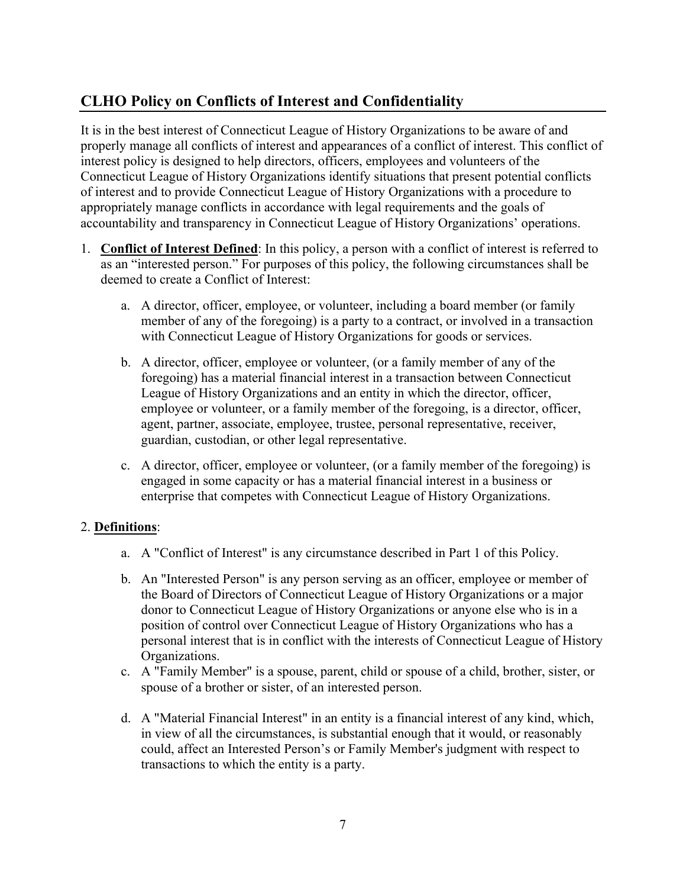## CLHO Policy on Conflicts of Interest and Confidentiality

It is in the best interest of Connecticut League of History Organizations to be aware of and properly manage all conflicts of interest and appearances of a conflict of interest. This conflict of interest policy is designed to help directors, officers, employees and volunteers of the Connecticut League of History Organizations identify situations that present potential conflicts of interest and to provide Connecticut League of History Organizations with a procedure to appropriately manage conflicts in accordance with legal requirements and the goals of accountability and transparency in Connecticut League of History Organizations' operations.

1. **Conflict of Interest Defined**: In this policy, a person with a conflict of interest is referred to as an "interested person." For purposes of this policy, the following circumstances shall be deemed to create a Conflict of Interest:

    a. A director, officer, employee, or volunteer, including a board member (or family member of any of the foregoing) is a party to a contract, or involved in a transaction with Connecticut League of History Organizations for goods or services.

    b. A director, officer, employee or volunteer, (or a family member of any of the foregoing) has a material financial interest in a transaction between Connecticut League of History Organizations and an entity in which the director, officer, employee or volunteer, or a family member of the foregoing, is a director, officer, agent, partner, associate, employee, trustee, personal representative, receiver, guardian, custodian, or other legal representative.

    c. A director, officer, employee or volunteer, (or a family member of the foregoing) is engaged in some capacity or has a material financial interest in a business or enterprise that competes with Connecticut League of History Organizations.

2. **Definitions**:

    a. A "Conflict of Interest" is any circumstance described in Part 1 of this Policy.

    b. An "Interested Person" is any person serving as an officer, employee or member of the Board of Directors of Connecticut League of History Organizations or a major donor to Connecticut League of History Organizations or anyone else who is in a position of control over Connecticut League of History Organizations who has a personal interest that is in conflict with the interests of Connecticut League of History Organizations.

    c. A "Family Member" is a spouse, parent, child or spouse of a child, brother, sister, or spouse of a brother or sister, of an interested person.

    d. A "Material Financial Interest" in an entity is a financial interest of any kind, which, in view of all the circumstances, is substantial enough that it would, or reasonably could, affect an Interested Person's or Family Member's judgment with respect to transactions to which the entity is a party.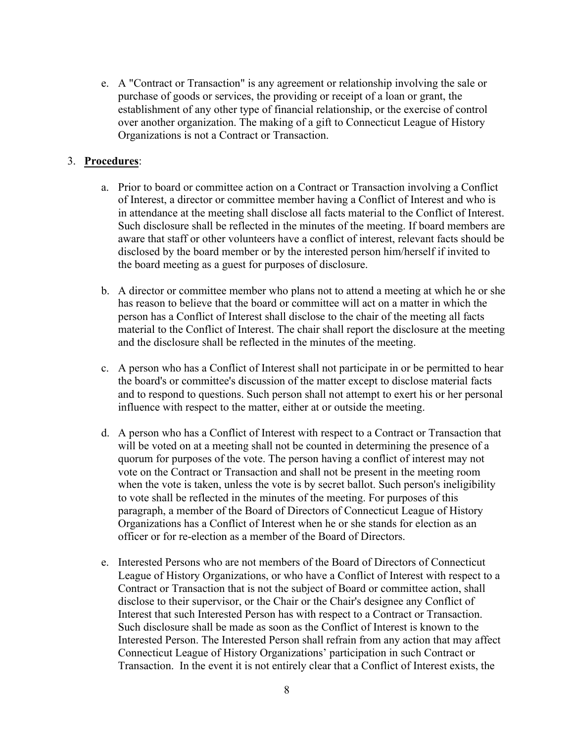e. A "Contract or Transaction" is any agreement or relationship involving the sale or purchase of goods or services, the providing or receipt of a loan or grant, the establishment of any other type of financial relationship, or the exercise of control over another organization. The making of a gift to Connecticut League of History Organizations is not a Contract or Transaction.

3. **Procedures**:

   a. Prior to board or committee action on a Contract or Transaction involving a Conflict of Interest, a director or committee member having a Conflict of Interest and who is in attendance at the meeting shall disclose all facts material to the Conflict of Interest. Such disclosure shall be reflected in the minutes of the meeting. If board members are aware that staff or other volunteers have a conflict of interest, relevant facts should be disclosed by the board member or by the interested person him/herself if invited to the board meeting as a guest for purposes of disclosure.

   b. A director or committee member who plans not to attend a meeting at which he or she has reason to believe that the board or committee will act on a matter in which the person has a Conflict of Interest shall disclose to the chair of the meeting all facts material to the Conflict of Interest. The chair shall report the disclosure at the meeting and the disclosure shall be reflected in the minutes of the meeting.

   c. A person who has a Conflict of Interest shall not participate in or be permitted to hear the board's or committee's discussion of the matter except to disclose material facts and to respond to questions. Such person shall not attempt to exert his or her personal influence with respect to the matter, either at or outside the meeting.

   d. A person who has a Conflict of Interest with respect to a Contract or Transaction that will be voted on at a meeting shall not be counted in determining the presence of a quorum for purposes of the vote. The person having a conflict of interest may not vote on the Contract or Transaction and shall not be present in the meeting room when the vote is taken, unless the vote is by secret ballot. Such person's ineligibility to vote shall be reflected in the minutes of the meeting. For purposes of this paragraph, a member of the Board of Directors of Connecticut League of History Organizations has a Conflict of Interest when he or she stands for election as an officer or for re-election as a member of the Board of Directors.

   e. Interested Persons who are not members of the Board of Directors of Connecticut League of History Organizations, or who have a Conflict of Interest with respect to a Contract or Transaction that is not the subject of Board or committee action, shall disclose to their supervisor, or the Chair or the Chair's designee any Conflict of Interest that such Interested Person has with respect to a Contract or Transaction. Such disclosure shall be made as soon as the Conflict of Interest is known to the Interested Person. The Interested Person shall refrain from any action that may affect Connecticut League of History Organizations' participation in such Contract or Transaction. In the event it is not entirely clear that a Conflict of Interest exists, the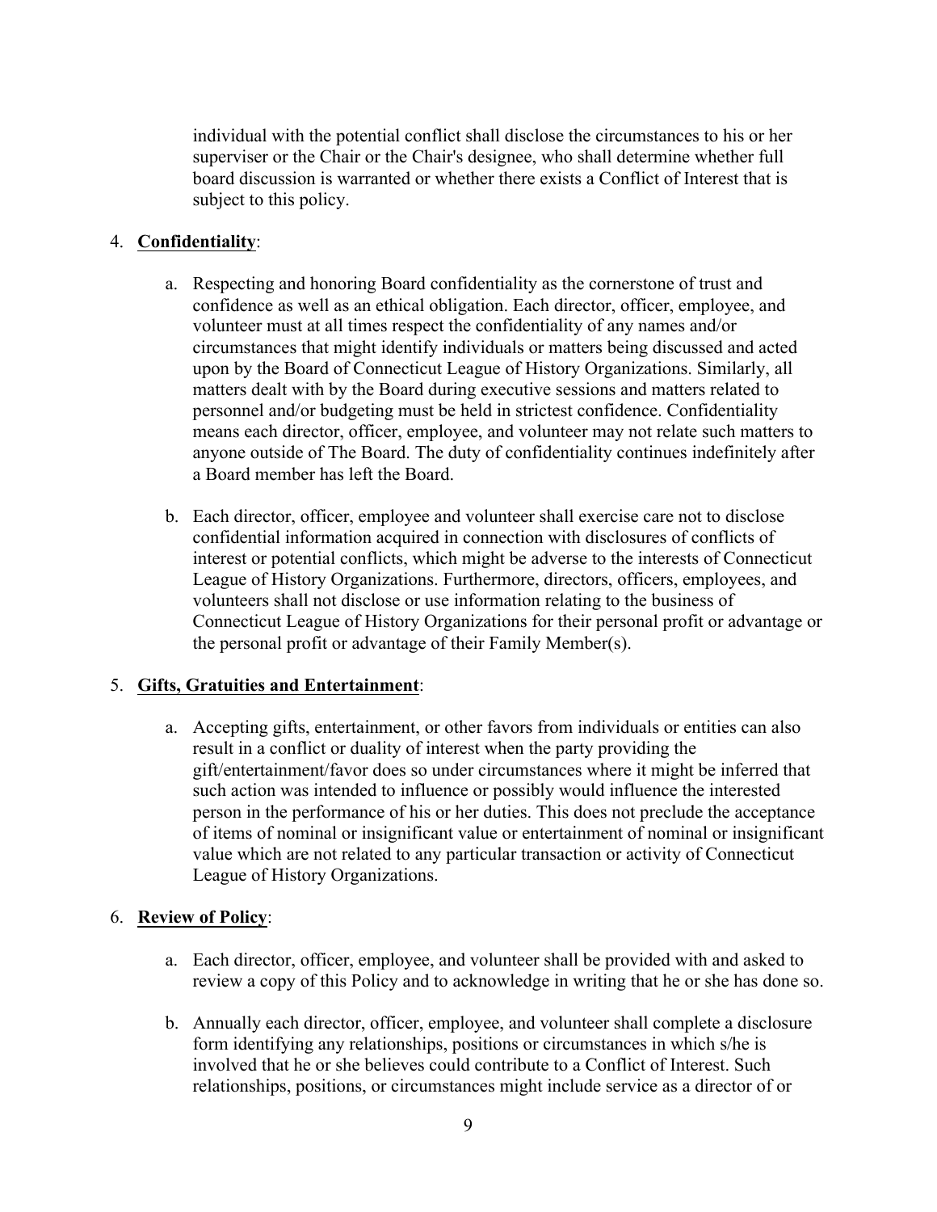individual with the potential conflict shall disclose the circumstances to his or her superviser or the Chair or the Chair's designee, who shall determine whether full board discussion is warranted or whether there exists a Conflict of Interest that is subject to this policy.

4. **Confidentiality**:

    a. Respecting and honoring Board confidentiality as the cornerstone of trust and confidence as well as an ethical obligation. Each director, officer, employee, and volunteer must at all times respect the confidentiality of any names and/or circumstances that might identify individuals or matters being discussed and acted upon by the Board of Connecticut League of History Organizations. Similarly, all matters dealt with by the Board during executive sessions and matters related to personnel and/or budgeting must be held in strictest confidence. Confidentiality means each director, officer, employee, and volunteer may not relate such matters to anyone outside of The Board. The duty of confidentiality continues indefinitely after a Board member has left the Board.

    b. Each director, officer, employee and volunteer shall exercise care not to disclose confidential information acquired in connection with disclosures of conflicts of interest or potential conflicts, which might be adverse to the interests of Connecticut League of History Organizations. Furthermore, directors, officers, employees, and volunteers shall not disclose or use information relating to the business of Connecticut League of History Organizations for their personal profit or advantage or the personal profit or advantage of their Family Member(s).

5. **Gifts, Gratuities and Entertainment**:

    a. Accepting gifts, entertainment, or other favors from individuals or entities can also result in a conflict or duality of interest when the party providing the gift/entertainment/favor does so under circumstances where it might be inferred that such action was intended to influence or possibly would influence the interested person in the performance of his or her duties. This does not preclude the acceptance of items of nominal or insignificant value or entertainment of nominal or insignificant value which are not related to any particular transaction or activity of Connecticut League of History Organizations.

6. **Review of Policy**:

    a. Each director, officer, employee, and volunteer shall be provided with and asked to review a copy of this Policy and to acknowledge in writing that he or she has done so.

    b. Annually each director, officer, employee, and volunteer shall complete a disclosure form identifying any relationships, positions or circumstances in which s/he is involved that he or she believes could contribute to a Conflict of Interest. Such relationships, positions, or circumstances might include service as a director of or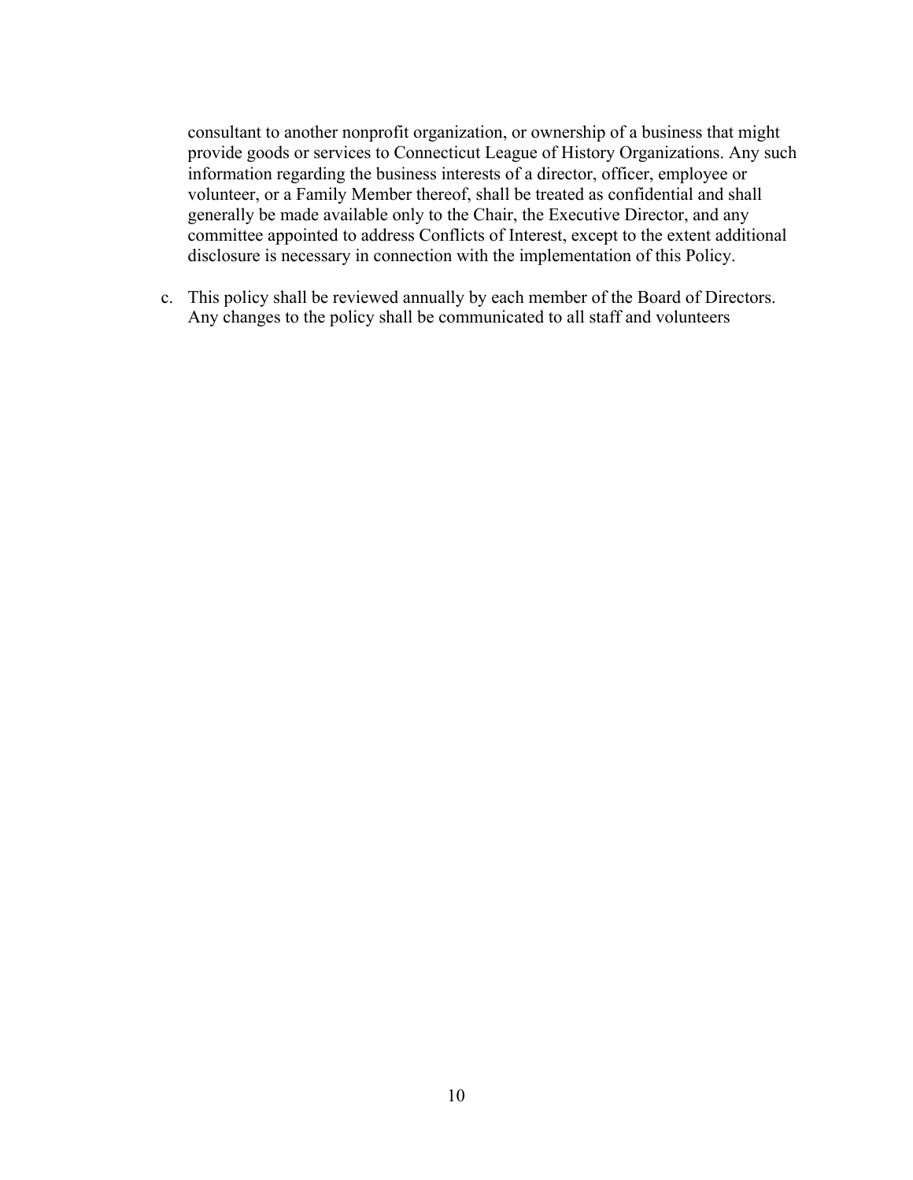consultant to another nonprofit organization, or ownership of a business that might provide goods or services to Connecticut League of History Organizations. Any such information regarding the business interests of a director, officer, employee or volunteer, or a Family Member thereof, shall be treated as confidential and shall generally be made available only to the Chair, the Executive Director, and any committee appointed to address Conflicts of Interest, except to the extent additional disclosure is necessary in connection with the implementation of this Policy.

c. This policy shall be reviewed annually by each member of the Board of Directors. Any changes to the policy shall be communicated to all staff and volunteers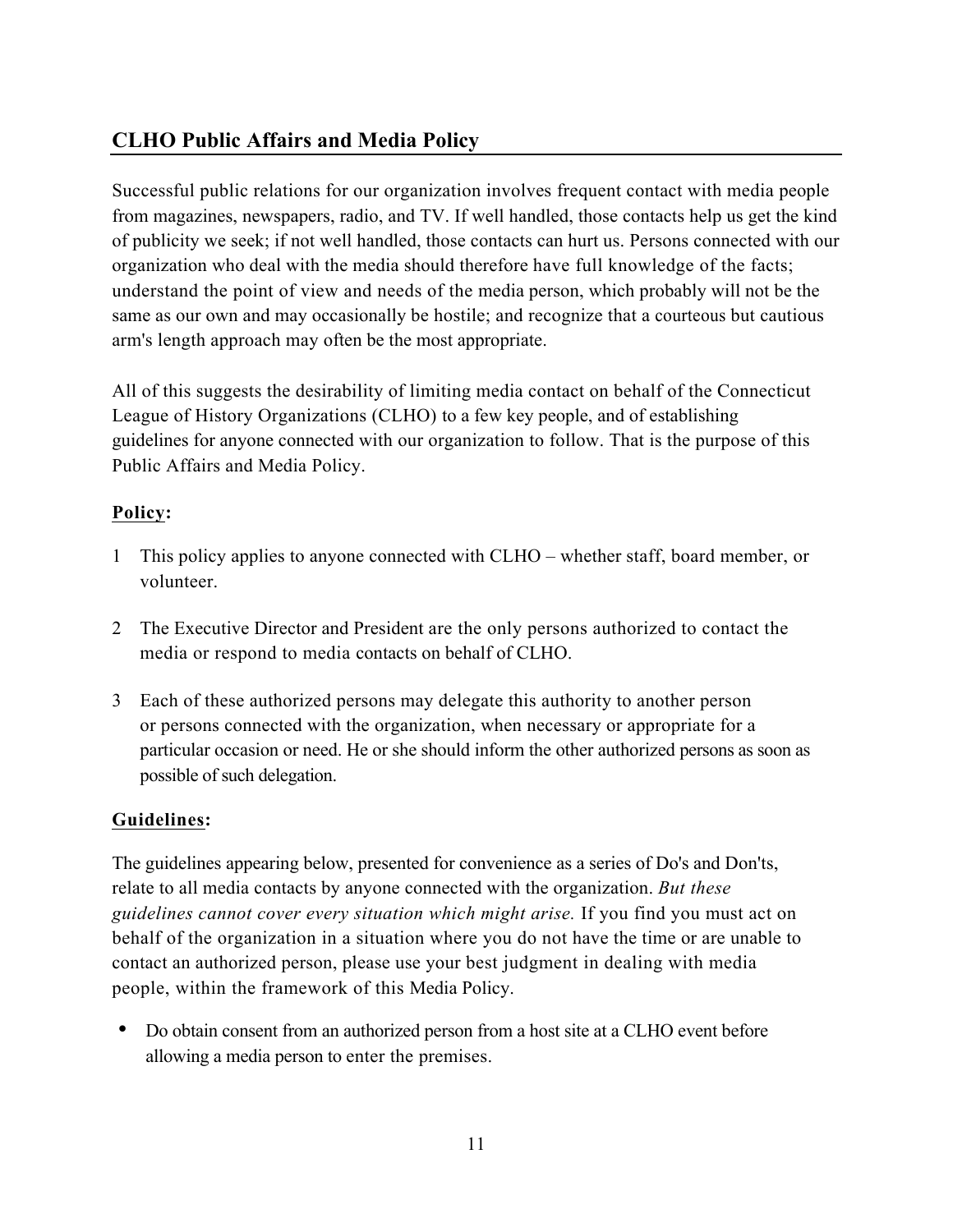## CLHO Public Affairs and Media Policy

Successful public relations for our organization involves frequent contact with media people from magazines, newspapers, radio, and TV. If well handled, those contacts help us get the kind of publicity we seek; if not well handled, those contacts can hurt us. Persons connected with our organization who deal with the media should therefore have full knowledge of the facts; understand the point of view and needs of the media person, which probably will not be the same as our own and may occasionally be hostile; and recognize that a courteous but cautious arm's length approach may often be the most appropriate.

All of this suggests the desirability of limiting media contact on behalf of the Connecticut League of History Organizations (CLHO) to a few key people, and of establishing guidelines for anyone connected with our organization to follow. That is the purpose of this Public Affairs and Media Policy.

**Policy:**

1. This policy applies to anyone connected with CLHO – whether staff, board member, or volunteer.

2. The Executive Director and President are the only persons authorized to contact the media or respond to media contacts on behalf of CLHO.

3. Each of these authorized persons may delegate this authority to another person or persons connected with the organization, when necessary or appropriate for a particular occasion or need. He or she should inform the other authorized persons as soon as possible of such delegation.

**Guidelines:**

The guidelines appearing below, presented for convenience as a series of Do's and Don'ts, relate to all media contacts by anyone connected with the organization. *But these guidelines cannot cover every situation which might arise.* If you find you must act on behalf of the organization in a situation where you do not have the time or are unable to contact an authorized person, please use your best judgment in dealing with media people, within the framework of this Media Policy.

- Do obtain consent from an authorized person from a host site at a CLHO event before allowing a media person to enter the premises.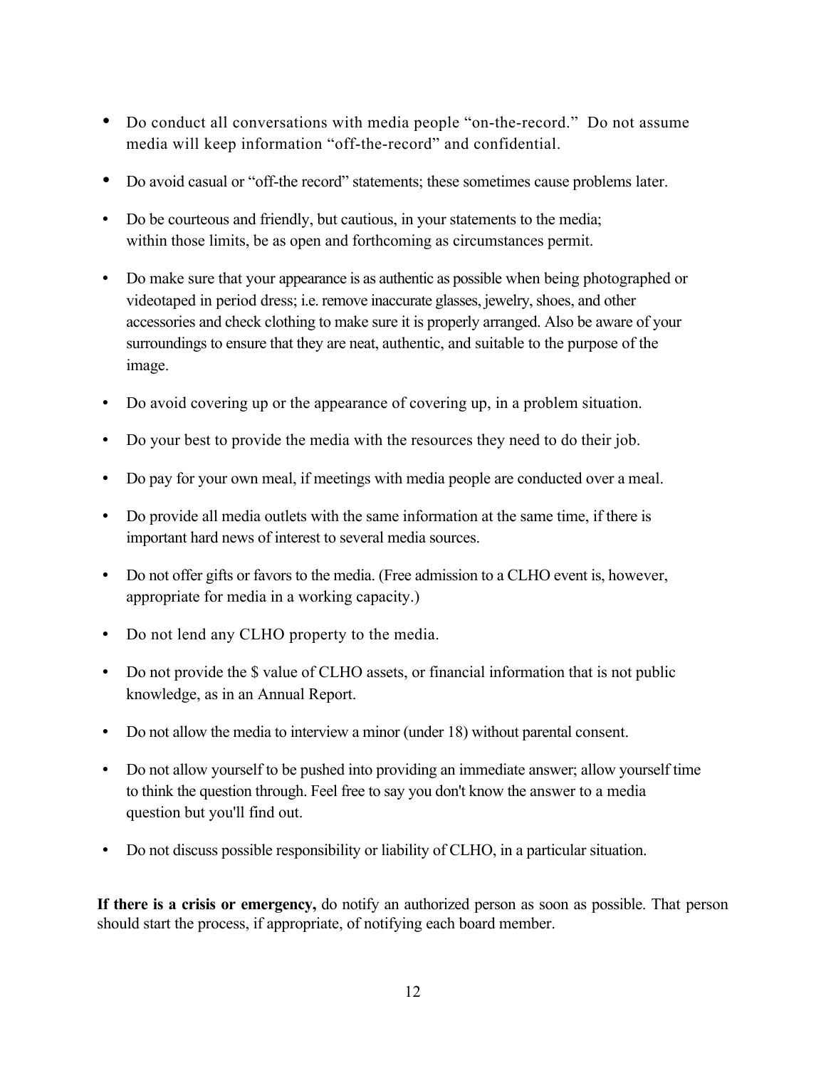- Do conduct all conversations with media people "on-the-record." Do not assume media will keep information "off-the-record" and confidential.
- Do avoid casual or "off-the record" statements; these sometimes cause problems later.
- Do be courteous and friendly, but cautious, in your statements to the media; within those limits, be as open and forthcoming as circumstances permit.
- Do make sure that your appearance is as authentic as possible when being photographed or videotaped in period dress; i.e. remove inaccurate glasses, jewelry, shoes, and other accessories and check clothing to make sure it is properly arranged. Also be aware of your surroundings to ensure that they are neat, authentic, and suitable to the purpose of the image.
- Do avoid covering up or the appearance of covering up, in a problem situation.
- Do your best to provide the media with the resources they need to do their job.
- Do pay for your own meal, if meetings with media people are conducted over a meal.
- Do provide all media outlets with the same information at the same time, if there is important hard news of interest to several media sources.
- Do not offer gifts or favors to the media. (Free admission to a CLHO event is, however, appropriate for media in a working capacity.)
- Do not lend any CLHO property to the media.
- Do not provide the $ value of CLHO assets, or financial information that is not public knowledge, as in an Annual Report.
- Do not allow the media to interview a minor (under 18) without parental consent.
- Do not allow yourself to be pushed into providing an immediate answer; allow yourself time to think the question through. Feel free to say you don't know the answer to a media question but you'll find out.
- Do not discuss possible responsibility or liability of CLHO, in a particular situation.

**If there is a crisis or emergency,** do notify an authorized person as soon as possible. That person should start the process, if appropriate, of notifying each board member.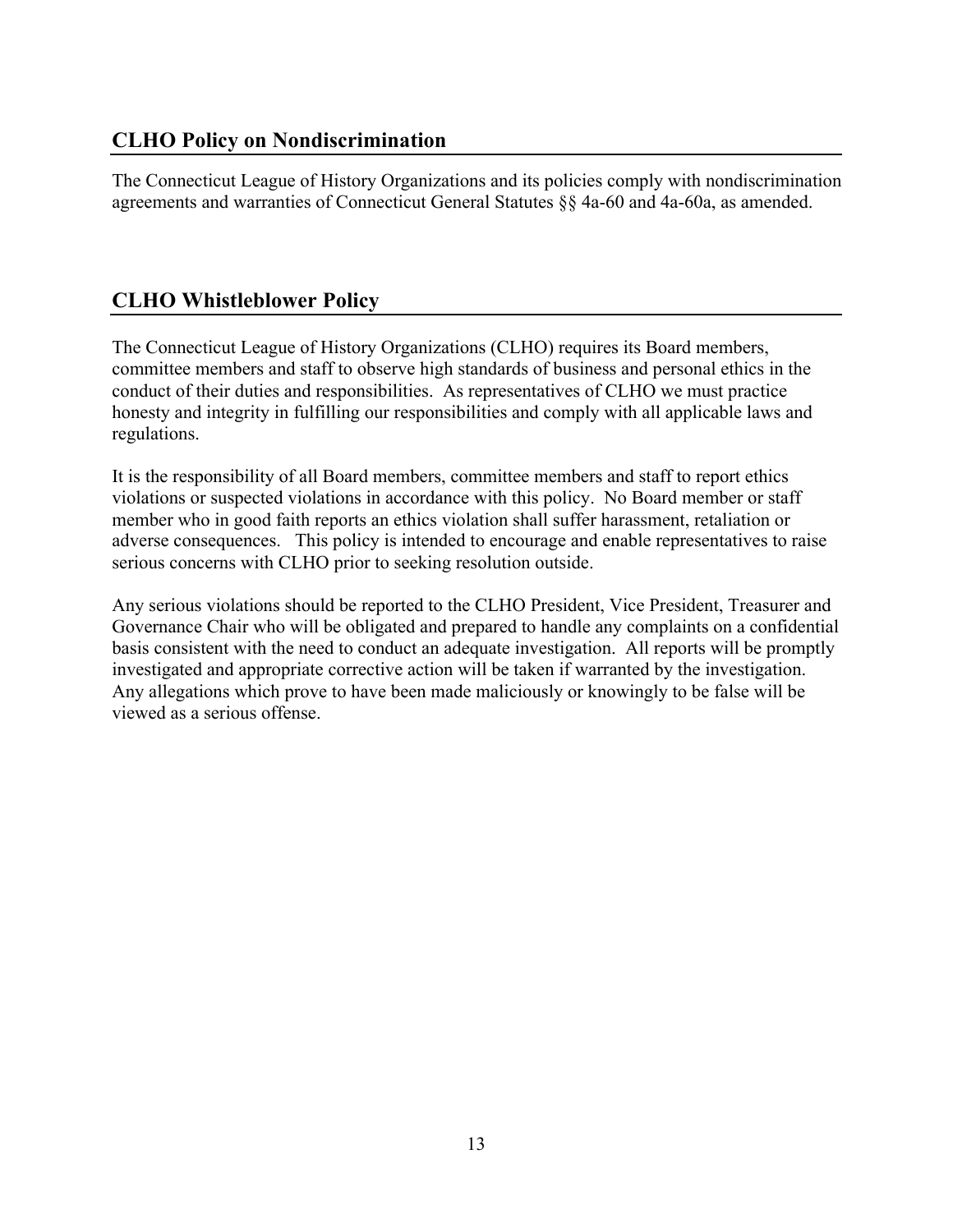## CLHO Policy on Nondiscrimination

The Connecticut League of History Organizations and its policies comply with nondiscrimination agreements and warranties of Connecticut General Statutes §§ 4a-60 and 4a-60a, as amended.

## CLHO Whistleblower Policy

The Connecticut League of History Organizations (CLHO) requires its Board members, committee members and staff to observe high standards of business and personal ethics in the conduct of their duties and responsibilities. As representatives of CLHO we must practice honesty and integrity in fulfilling our responsibilities and comply with all applicable laws and regulations.

It is the responsibility of all Board members, committee members and staff to report ethics violations or suspected violations in accordance with this policy. No Board member or staff member who in good faith reports an ethics violation shall suffer harassment, retaliation or adverse consequences. This policy is intended to encourage and enable representatives to raise serious concerns with CLHO prior to seeking resolution outside.

Any serious violations should be reported to the CLHO President, Vice President, Treasurer and Governance Chair who will be obligated and prepared to handle any complaints on a confidential basis consistent with the need to conduct an adequate investigation. All reports will be promptly investigated and appropriate corrective action will be taken if warranted by the investigation. Any allegations which prove to have been made maliciously or knowingly to be false will be viewed as a serious offense.